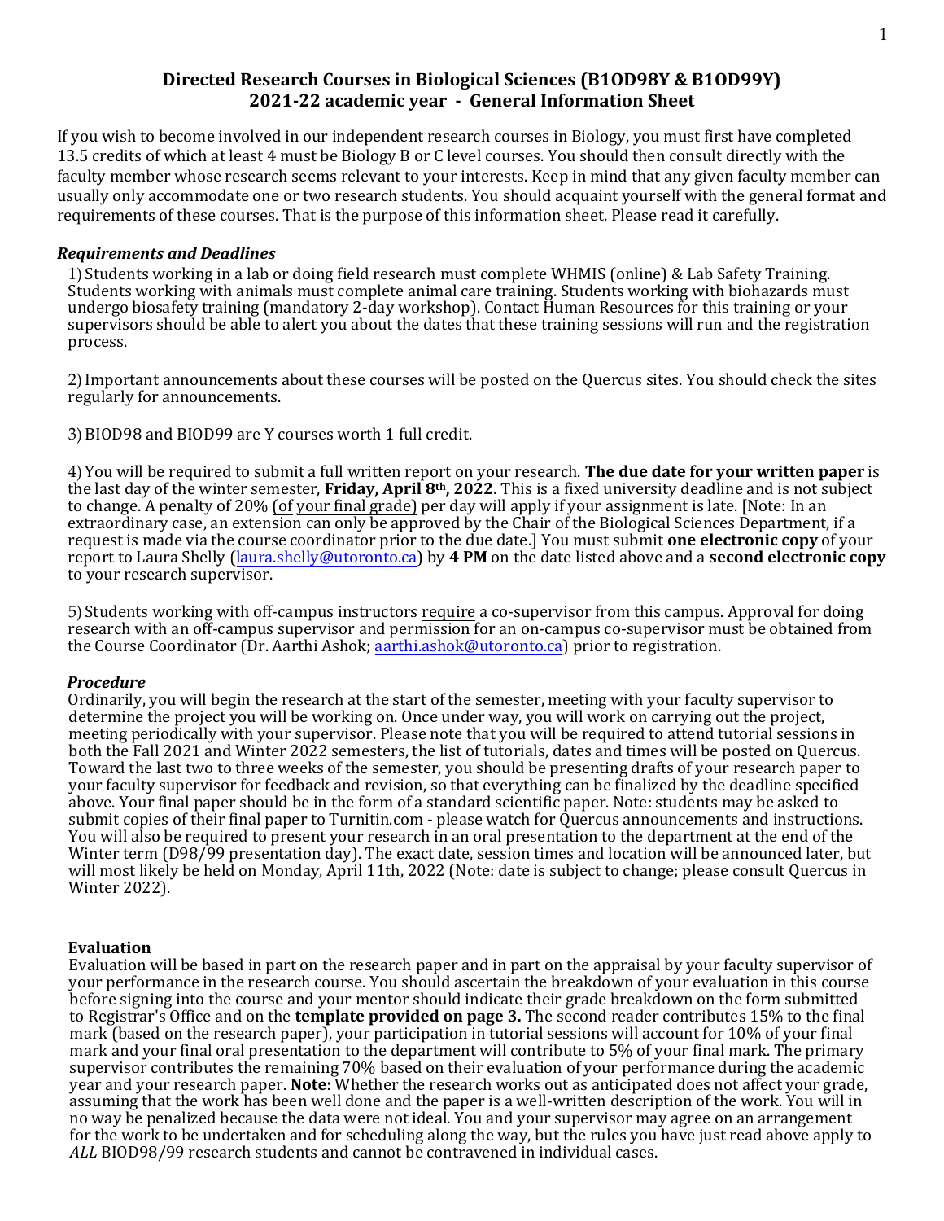# Directed Research Courses in Biological Sciences (B1OD98Y & B1OD99Y)
## 2021-22 academic year - General Information Sheet

If you wish to become involved in our independent research courses in Biology, you must first have completed 13.5 credits of which at least 4 must be Biology B or C level courses. You should then consult directly with the faculty member whose research seems relevant to your interests. Keep in mind that any given faculty member can usually only accommodate one or two research students. You should acquaint yourself with the general format and requirements of these courses. That is the purpose of this information sheet. Please read it carefully.

### *Requirements and Deadlines*

1) Students working in a lab or doing field research must complete WHMIS (online) & Lab Safety Training. Students working with animals must complete animal care training. Students working with biohazards must undergo biosafety training (mandatory 2-day workshop). Contact Human Resources for this training or your supervisors should be able to alert you about the dates that these training sessions will run and the registration process.

2) Important announcements about these courses will be posted on the Quercus sites. You should check the sites regularly for announcements.

3) BIOD98 and BIOD99 are Y courses worth 1 full credit.

4) You will be required to submit a full written report on your research. **The due date for your written paper** is the last day of the winter semester, **Friday, April 8th, 2022.** This is a fixed university deadline and is not subject to change. A penalty of 20% (of your final grade) per day will apply if your assignment is late. [Note: In an extraordinary case, an extension can only be approved by the Chair of the Biological Sciences Department, if a request is made via the course coordinator prior to the due date.] You must submit **one electronic copy** of your report to Laura Shelly (laura.shelly@utoronto.ca) by **4 PM** on the date listed above and a **second electronic copy** to your research supervisor.

5) Students working with off-campus instructors require a co-supervisor from this campus. Approval for doing research with an off-campus supervisor and permission for an on-campus co-supervisor must be obtained from the Course Coordinator (Dr. Aarthi Ashok; aarthi.ashok@utoronto.ca) prior to registration.

### *Procedure*

Ordinarily, you will begin the research at the start of the semester, meeting with your faculty supervisor to determine the project you will be working on. Once under way, you will work on carrying out the project, meeting periodically with your supervisor. Please note that you will be required to attend tutorial sessions in both the Fall 2021 and Winter 2022 semesters, the list of tutorials, dates and times will be posted on Quercus. Toward the last two to three weeks of the semester, you should be presenting drafts of your research paper to your faculty supervisor for feedback and revision, so that everything can be finalized by the deadline specified above. Your final paper should be in the form of a standard scientific paper. Note: students may be asked to submit copies of their final paper to Turnitin.com - please watch for Quercus announcements and instructions. You will also be required to present your research in an oral presentation to the department at the end of the Winter term (D98/99 presentation day). The exact date, session times and location will be announced later, but will most likely be held on Monday, April 11th, 2022 (Note: date is subject to change; please consult Quercus in Winter 2022).

### Evaluation

Evaluation will be based in part on the research paper and in part on the appraisal by your faculty supervisor of your performance in the research course. You should ascertain the breakdown of your evaluation in this course before signing into the course and your mentor should indicate their grade breakdown on the form submitted to Registrar's Office and on the **template provided on page 3.** The second reader contributes 15% to the final mark (based on the research paper), your participation in tutorial sessions will account for 10% of your final mark and your final oral presentation to the department will contribute to 5% of your final mark. The primary supervisor contributes the remaining 70% based on their evaluation of your performance during the academic year and your research paper. **Note:** Whether the research works out as anticipated does not affect your grade, assuming that the work has been well done and the paper is a well-written description of the work. You will in no way be penalized because the data were not ideal. You and your supervisor may agree on an arrangement for the work to be undertaken and for scheduling along the way, but the rules you have just read above apply to *ALL* BIOD98/99 research students and cannot be contravened in individual cases.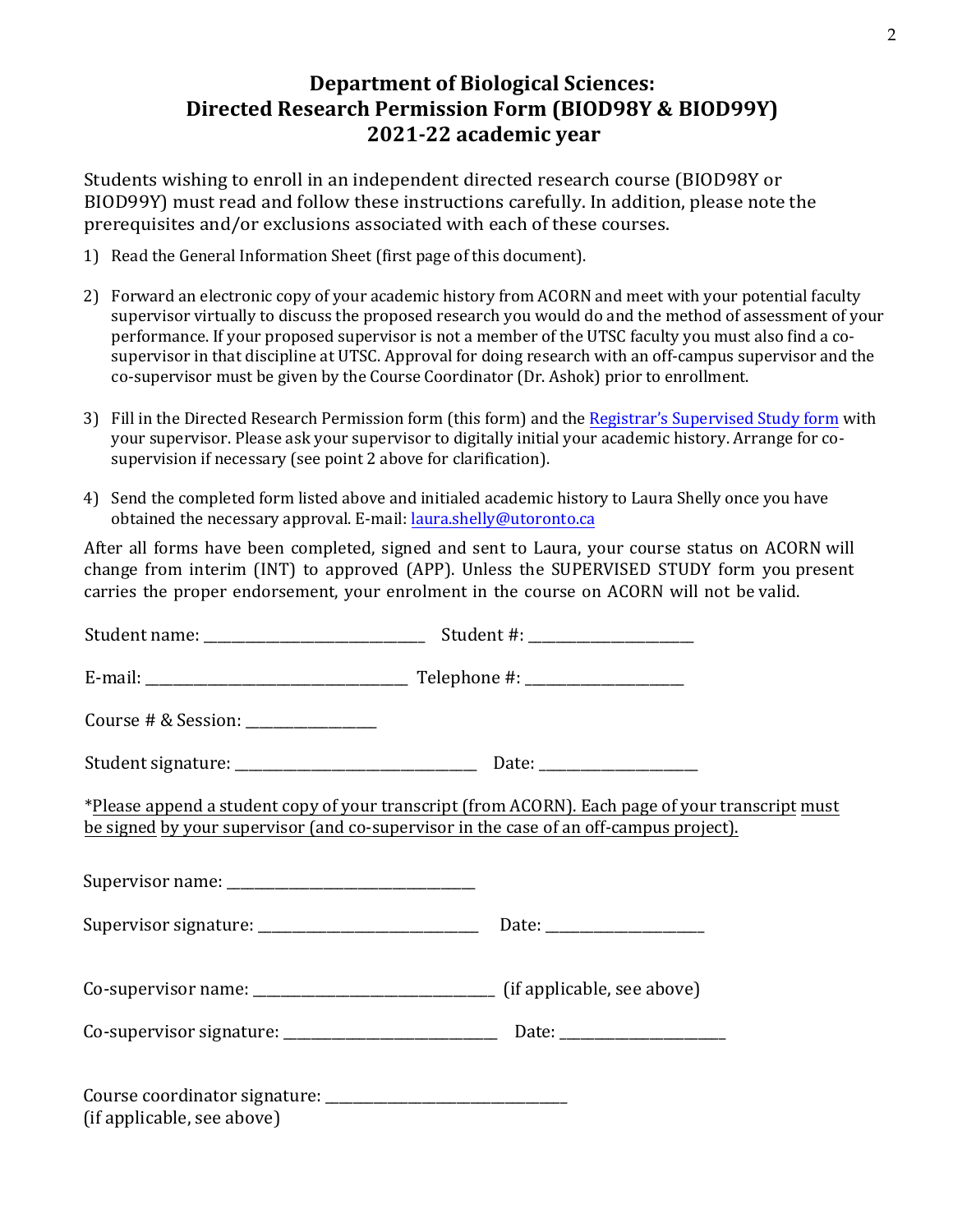# Department of Biological Sciences: Directed Research Permission Form (BIOD98Y & BIOD99Y) 2021-22 academic year

Students wishing to enroll in an independent directed research course (BIOD98Y or BIOD99Y) must read and follow these instructions carefully. In addition, please note the prerequisites and/or exclusions associated with each of these courses.

1) Read the General Information Sheet (first page of this document).

2) Forward an electronic copy of your academic history from ACORN and meet with your potential faculty supervisor virtually to discuss the proposed research you would do and the method of assessment of your performance. If your proposed supervisor is not a member of the UTSC faculty you must also find a co-supervisor in that discipline at UTSC. Approval for doing research with an off-campus supervisor and the co-supervisor must be given by the Course Coordinator (Dr. Ashok) prior to enrollment.

3) Fill in the Directed Research Permission form (this form) and the Registrar's Supervised Study form with your supervisor. Please ask your supervisor to digitally initial your academic history. Arrange for co-supervision if necessary (see point 2 above for clarification).

4) Send the completed form listed above and initialed academic history to Laura Shelly once you have obtained the necessary approval. E-mail: laura.shelly@utoronto.ca

After all forms have been completed, signed and sent to Laura, your course status on ACORN will change from interim (INT) to approved (APP). Unless the SUPERVISED STUDY form you present carries the proper endorsement, your enrolment in the course on ACORN will not be valid.

Student name: ______________________________ Student #: ______________________

E-mail: ___________________________________ Telephone #: _____________________

Course # & Session: ________________

Student signature: ________________________________ Date: ____________________

*Please append a student copy of your transcript (from ACORN). Each page of your transcript must be signed by your supervisor (and co-supervisor in the case of an off-campus project).

Supervisor name: _________________________________

Supervisor signature: _____________________________ Date: ____________________

Co-supervisor name: ________________________________ (if applicable, see above)

Co-supervisor signature: ____________________________ Date: _____________________

Course coordinator signature: ________________________________
(if applicable, see above)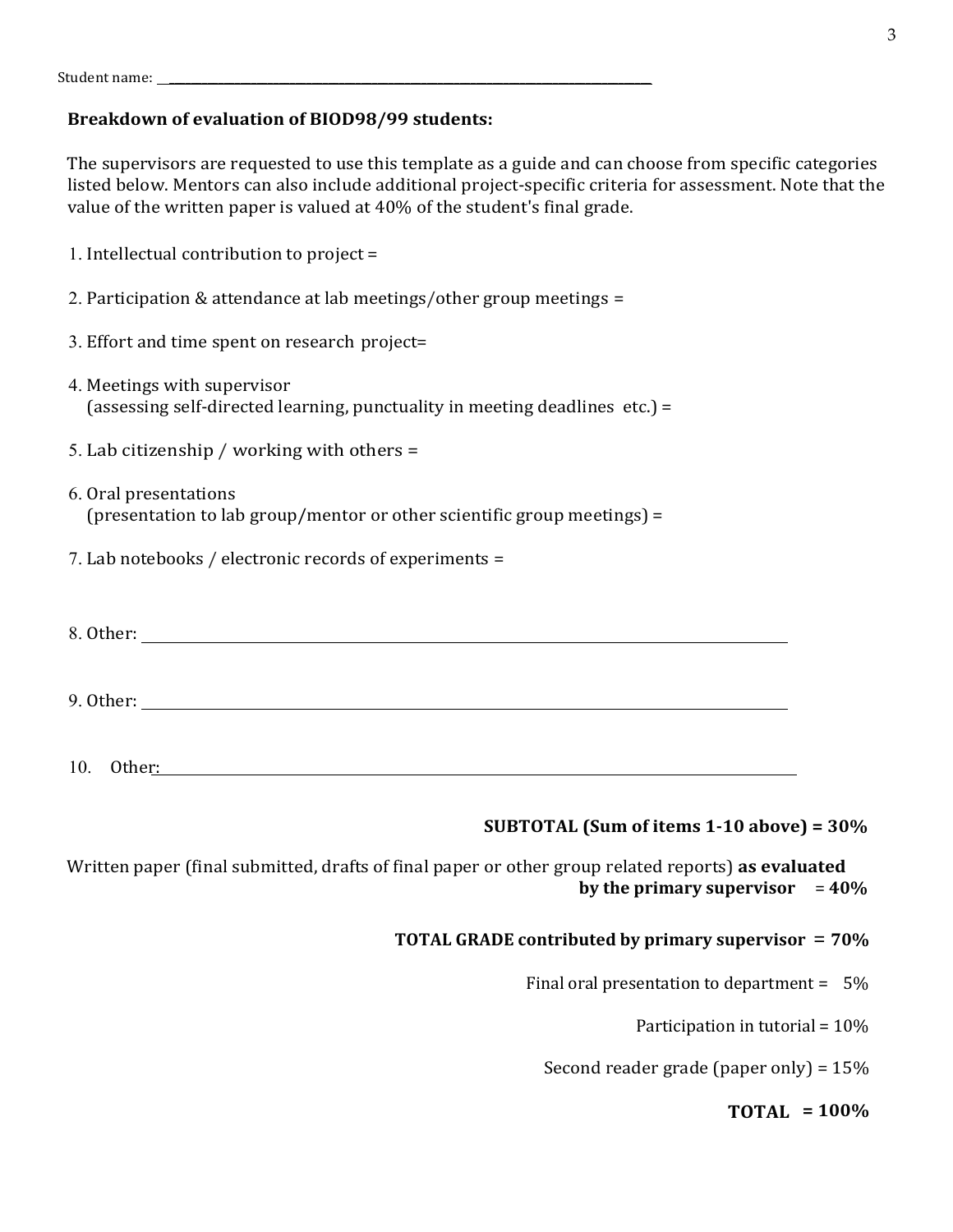Student name: \_\_\_\_\_\_\_\_\_\_\_\_\_\_\_\_\_\_\_\_\_\_\_\_\_\_\_\_\_\_\_\_\_\_\_\_\_\_\_\_\_\_\_\_\_\_\_\_

**Breakdown of evaluation of BIOD98/99 students:**

The supervisors are requested to use this template as a guide and can choose from specific categories listed below. Mentors can also include additional project-specific criteria for assessment. Note that the value of the written paper is valued at 40% of the student's final grade.

1. Intellectual contribution to project =

2. Participation & attendance at lab meetings/other group meetings =

3. Effort and time spent on research project=

4. Meetings with supervisor
   (assessing self-directed learning, punctuality in meeting deadlines etc.) =

5. Lab citizenship / working with others =

6. Oral presentations
   (presentation to lab group/mentor or other scientific group meetings) =

7. Lab notebooks / electronic records of experiments =

8. Other: \_\_\_\_\_\_\_\_\_\_\_\_\_\_\_\_\_\_\_\_\_\_\_\_\_\_\_\_\_\_\_\_\_\_\_\_\_\_\_\_\_\_\_\_\_\_\_\_

9. Other: \_\_\_\_\_\_\_\_\_\_\_\_\_\_\_\_\_\_\_\_\_\_\_\_\_\_\_\_\_\_\_\_\_\_\_\_\_\_\_\_\_\_\_\_\_\_\_\_

10. Other: \_\_\_\_\_\_\_\_\_\_\_\_\_\_\_\_\_\_\_\_\_\_\_\_\_\_\_\_\_\_\_\_\_\_\_\_\_\_\_\_\_\_\_\_\_\_\_\_

**SUBTOTAL (Sum of items 1-10 above) = 30%**

Written paper (final submitted, drafts of final paper or other group related reports) **as evaluated by the primary supervisor** = **40%**

**TOTAL GRADE contributed by primary supervisor = 70%**

Final oral presentation to department = 5%

Participation in tutorial = 10%

Second reader grade (paper only) = 15%

**TOTAL = 100%**